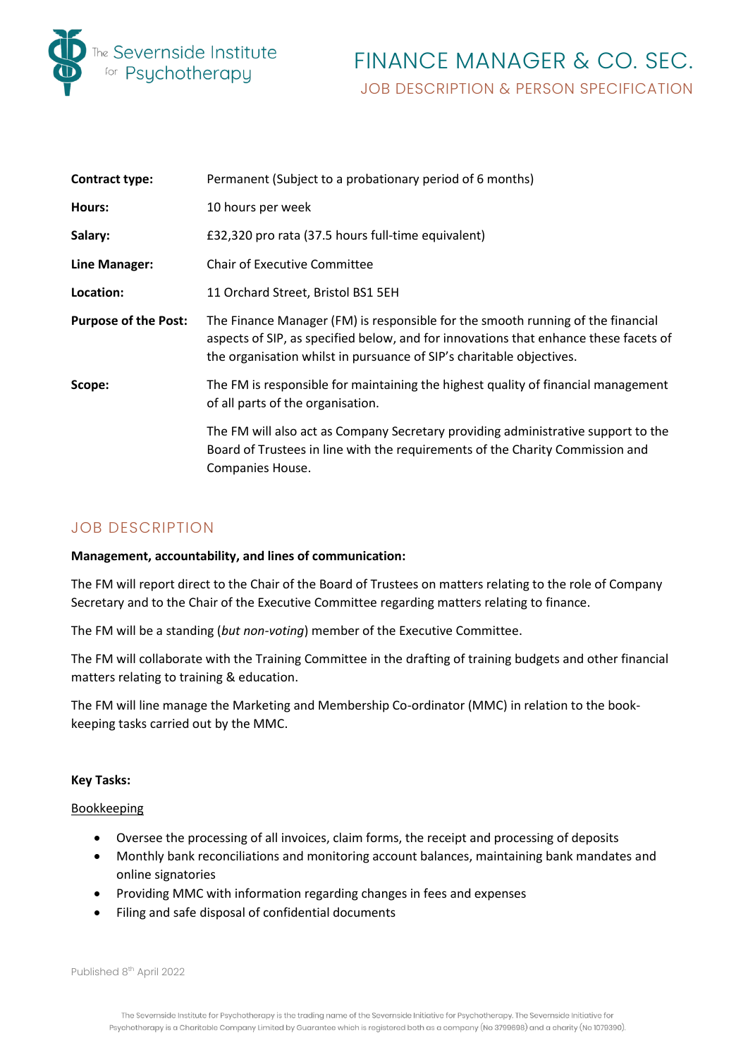The Severnside Institute for Psychotherapy

# FINANCE MANAGER & CO. SEC.

## JOB DESCRIPTION & PERSON SPECIFICATION

| | |
|---|---|
| **Contract type:** | Permanent (Subject to a probationary period of 6 months) |
| **Hours:** | 10 hours per week |
| **Salary:** | £32,320 pro rata (37.5 hours full-time equivalent) |
| **Line Manager:** | Chair of Executive Committee |
| **Location:** | 11 Orchard Street, Bristol BS1 5EH |
| **Purpose of the Post:** | The Finance Manager (FM) is responsible for the smooth running of the financial aspects of SIP, as specified below, and for innovations that enhance these facets of the organisation whilst in pursuance of SIP's charitable objectives. |
| **Scope:** | The FM is responsible for maintaining the highest quality of financial management of all parts of the organisation.<br><br>The FM will also act as Company Secretary providing administrative support to the Board of Trustees in line with the requirements of the Charity Commission and Companies House. |

## JOB DESCRIPTION

**Management, accountability, and lines of communication:**

The FM will report direct to the Chair of the Board of Trustees on matters relating to the role of Company Secretary and to the Chair of the Executive Committee regarding matters relating to finance.

The FM will be a standing (*but non-voting*) member of the Executive Committee.

The FM will collaborate with the Training Committee in the drafting of training budgets and other financial matters relating to training & education.

The FM will line manage the Marketing and Membership Co-ordinator (MMC) in relation to the book-keeping tasks carried out by the MMC.

**Key Tasks:**

Bookkeeping

- Oversee the processing of all invoices, claim forms, the receipt and processing of deposits
- Monthly bank reconciliations and monitoring account balances, maintaining bank mandates and online signatories
- Providing MMC with information regarding changes in fees and expenses
- Filing and safe disposal of confidential documents

Published 8th April 2022

The Severnside Institute for Psychotherapy is the trading name of the Severnside Initiative for Psychotherapy. The Severnside Initiative for Psychotherapy is a Charitable Company Limited by Guarantee which is registered both as a company (No 3799698) and a charity (No 1079390).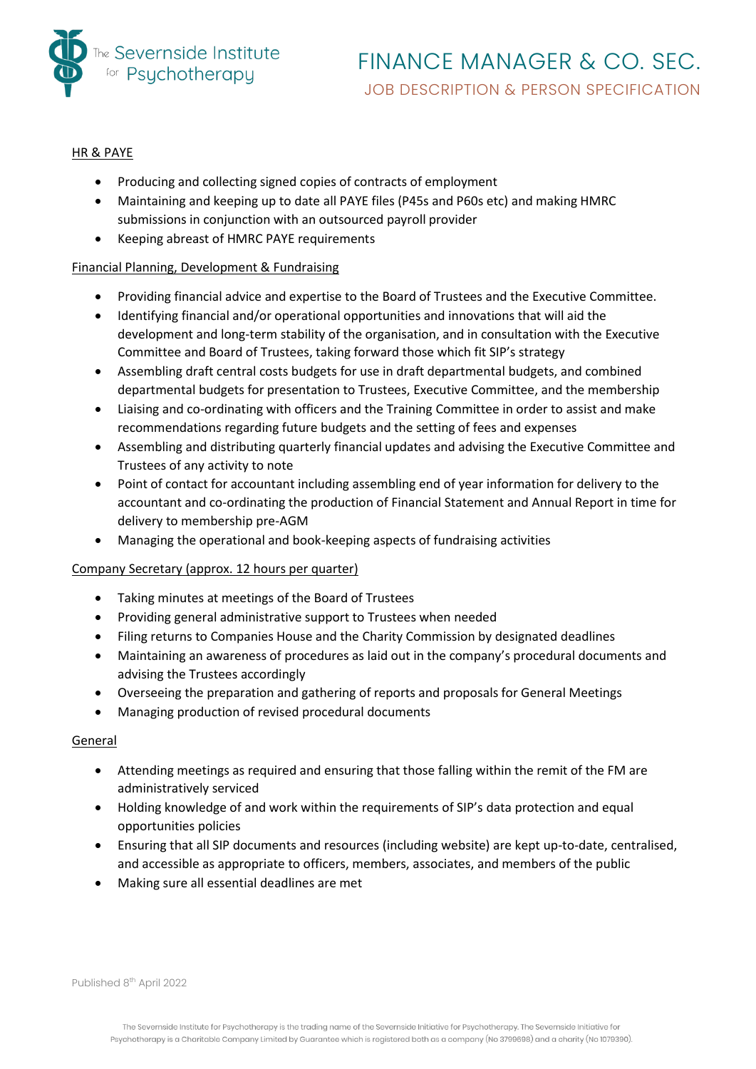## HR & PAYE

- Producing and collecting signed copies of contracts of employment
- Maintaining and keeping up to date all PAYE files (P45s and P60s etc) and making HMRC submissions in conjunction with an outsourced payroll provider
- Keeping abreast of HMRC PAYE requirements

## Financial Planning, Development & Fundraising

- Providing financial advice and expertise to the Board of Trustees and the Executive Committee.
- Identifying financial and/or operational opportunities and innovations that will aid the development and long-term stability of the organisation, and in consultation with the Executive Committee and Board of Trustees, taking forward those which fit SIP's strategy
- Assembling draft central costs budgets for use in draft departmental budgets, and combined departmental budgets for presentation to Trustees, Executive Committee, and the membership
- Liaising and co-ordinating with officers and the Training Committee in order to assist and make recommendations regarding future budgets and the setting of fees and expenses
- Assembling and distributing quarterly financial updates and advising the Executive Committee and Trustees of any activity to note
- Point of contact for accountant including assembling end of year information for delivery to the accountant and co-ordinating the production of Financial Statement and Annual Report in time for delivery to membership pre-AGM
- Managing the operational and book-keeping aspects of fundraising activities

## Company Secretary (approx. 12 hours per quarter)

- Taking minutes at meetings of the Board of Trustees
- Providing general administrative support to Trustees when needed
- Filing returns to Companies House and the Charity Commission by designated deadlines
- Maintaining an awareness of procedures as laid out in the company's procedural documents and advising the Trustees accordingly
- Overseeing the preparation and gathering of reports and proposals for General Meetings
- Managing production of revised procedural documents

## General

- Attending meetings as required and ensuring that those falling within the remit of the FM are administratively serviced
- Holding knowledge of and work within the requirements of SIP's data protection and equal opportunities policies
- Ensuring that all SIP documents and resources (including website) are kept up-to-date, centralised, and accessible as appropriate to officers, members, associates, and members of the public
- Making sure all essential deadlines are met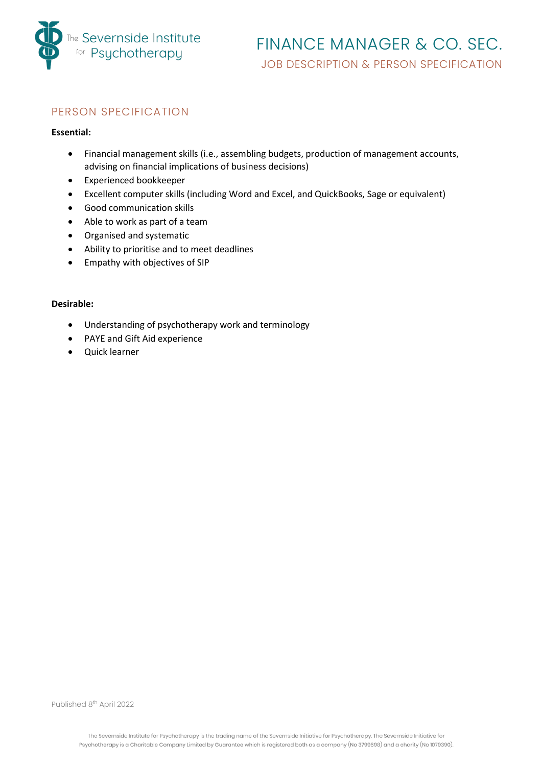## PERSON SPECIFICATION

**Essential:**

- Financial management skills (i.e., assembling budgets, production of management accounts, advising on financial implications of business decisions)
- Experienced bookkeeper
- Excellent computer skills (including Word and Excel, and QuickBooks, Sage or equivalent)
- Good communication skills
- Able to work as part of a team
- Organised and systematic
- Ability to prioritise and to meet deadlines
- Empathy with objectives of SIP

**Desirable:**

- Understanding of psychotherapy work and terminology
- PAYE and Gift Aid experience
- Quick learner

Published 8th April 2022